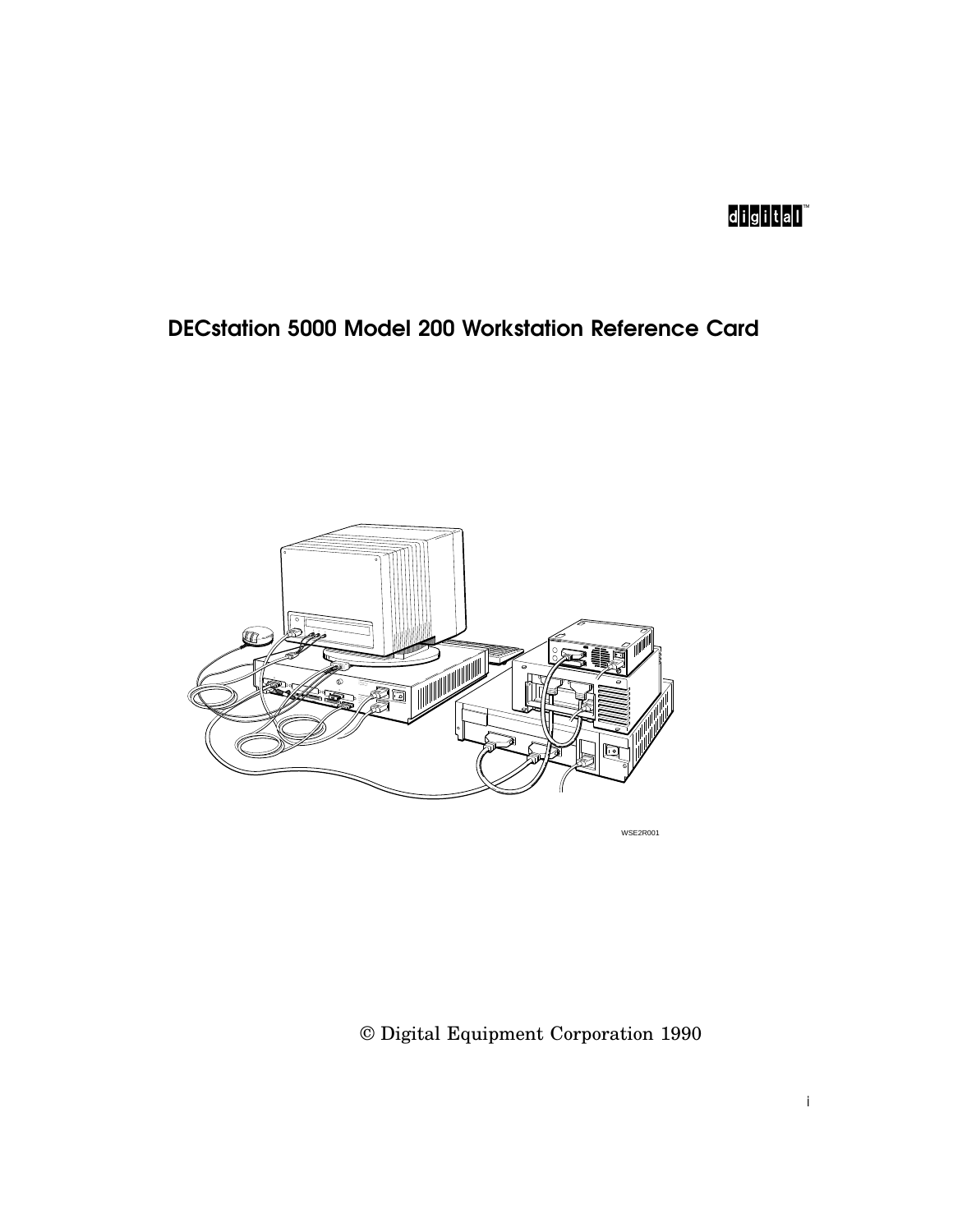digital™

# DECstation 5000 Model 200 Workstation Reference Card

WSE2R001

© Digital Equipment Corporation 1990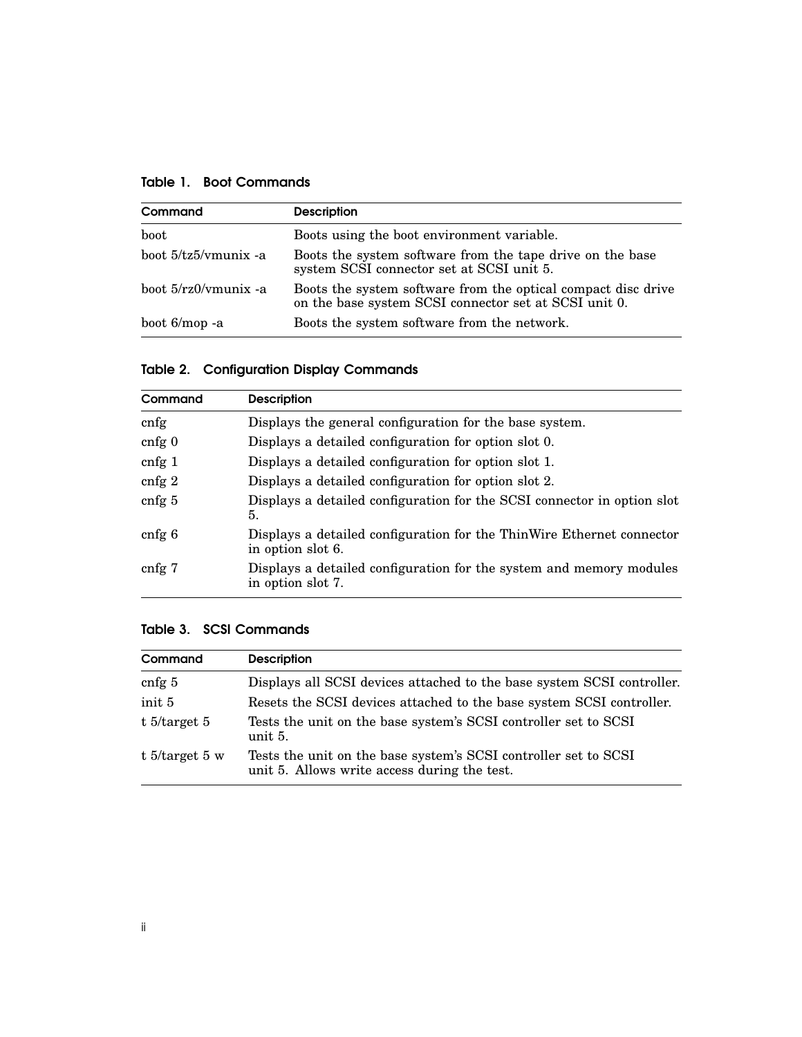**Table 1. Boot Commands**

| Command | Description |
|---|---|
| boot | Boots using the boot environment variable. |
| boot 5/tz5/vmunix -a | Boots the system software from the tape drive on the base system SCSI connector set at SCSI unit 5. |
| boot 5/rz0/vmunix -a | Boots the system software from the optical compact disc drive on the base system SCSI connector set at SCSI unit 0. |
| boot 6/mop -a | Boots the system software from the network. |

**Table 2. Configuration Display Commands**

| Command | Description |
|---|---|
| cnfg | Displays the general configuration for the base system. |
| cnfg 0 | Displays a detailed configuration for option slot 0. |
| cnfg 1 | Displays a detailed configuration for option slot 1. |
| cnfg 2 | Displays a detailed configuration for option slot 2. |
| cnfg 5 | Displays a detailed configuration for the SCSI connector in option slot 5. |
| cnfg 6 | Displays a detailed configuration for the ThinWire Ethernet connector in option slot 6. |
| cnfg 7 | Displays a detailed configuration for the system and memory modules in option slot 7. |

**Table 3. SCSI Commands**

| Command | Description |
|---|---|
| cnfg 5 | Displays all SCSI devices attached to the base system SCSI controller. |
| init 5 | Resets the SCSI devices attached to the base system SCSI controller. |
| t 5/target 5 | Tests the unit on the base system's SCSI controller set to SCSI unit 5. |
| t 5/target 5 w | Tests the unit on the base system's SCSI controller set to SCSI unit 5. Allows write access during the test. |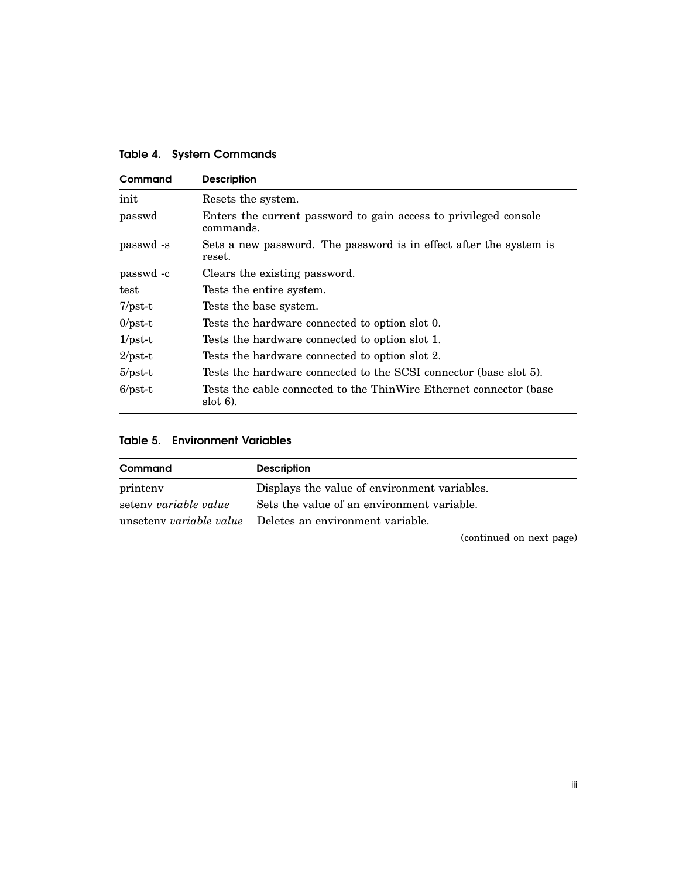**Table 4. System Commands**

| Command | Description |
| --- | --- |
| init | Resets the system. |
| passwd | Enters the current password to gain access to privileged console commands. |
| passwd -s | Sets a new password. The password is in effect after the system is reset. |
| passwd -c | Clears the existing password. |
| test | Tests the entire system. |
| 7/pst-t | Tests the base system. |
| 0/pst-t | Tests the hardware connected to option slot 0. |
| 1/pst-t | Tests the hardware connected to option slot 1. |
| 2/pst-t | Tests the hardware connected to option slot 2. |
| 5/pst-t | Tests the hardware connected to the SCSI connector (base slot 5). |
| 6/pst-t | Tests the cable connected to the ThinWire Ethernet connector (base slot 6). |

**Table 5. Environment Variables**

| Command | Description |
| --- | --- |
| printenv | Displays the value of environment variables. |
| setenv *variable value* | Sets the value of an environment variable. |
| unsetenv *variable value* | Deletes an environment variable. |

(continued on next page)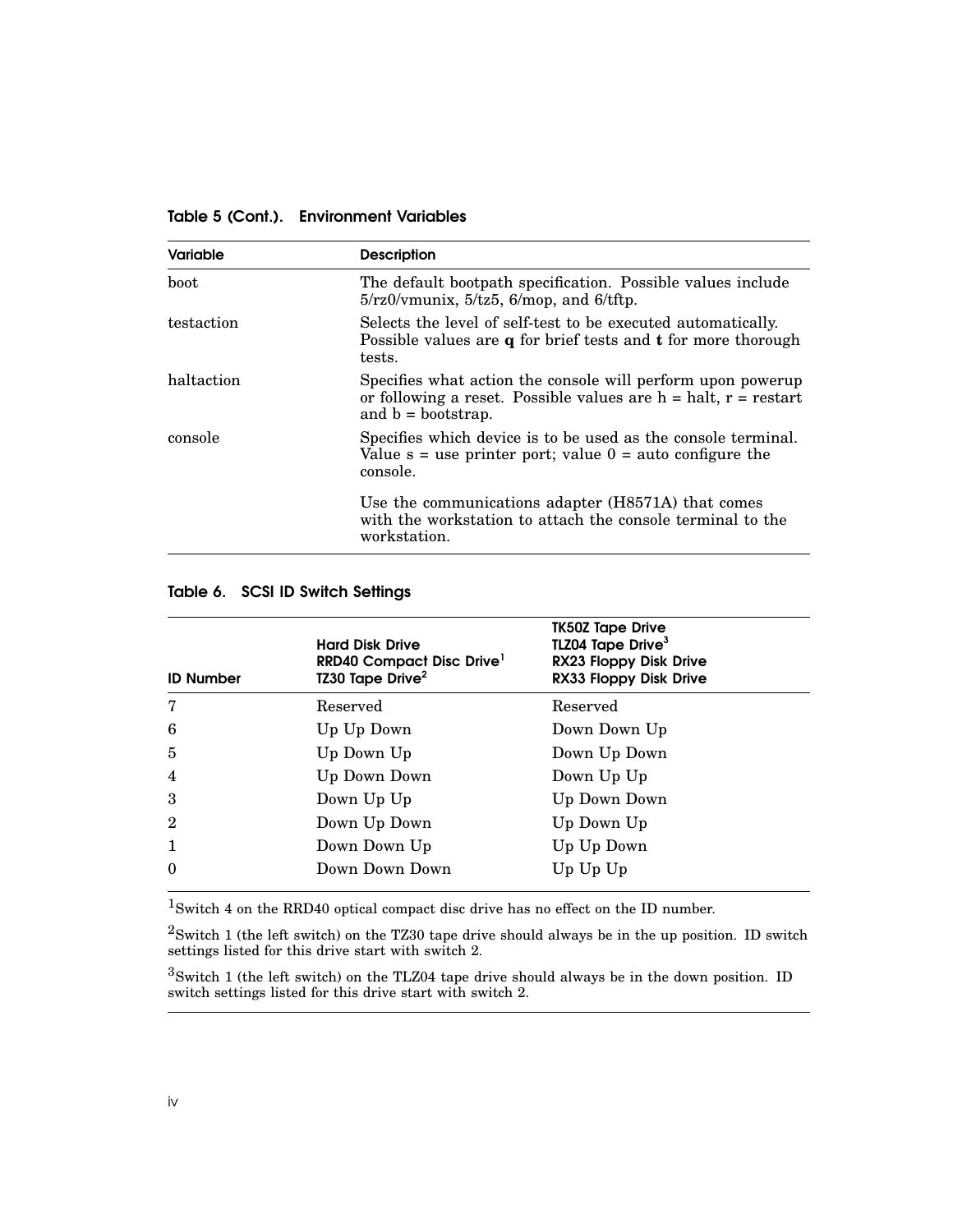**Table 5 (Cont.). Environment Variables**

| Variable | Description |
|---|---|
| boot | The default bootpath specification. Possible values include 5/rz0/vmunix, 5/tz5, 6/mop, and 6/tftp. |
| testaction | Selects the level of self-test to be executed automatically. Possible values are **q** for brief tests and **t** for more thorough tests. |
| haltaction | Specifies what action the console will perform upon powerup or following a reset. Possible values are h = halt, r = restart and b = bootstrap. |
| console | Specifies which device is to be used as the console terminal. Value s = use printer port; value 0 = auto configure the console.<br><br>Use the communications adapter (H8571A) that comes with the workstation to attach the console terminal to the workstation. |

**Table 6. SCSI ID Switch Settings**

| ID Number | Hard Disk Drive<br>RRD40 Compact Disc Drive[1]<br>TZ30 Tape Drive[2] | TK50Z Tape Drive<br>TLZ04 Tape Drive[3]<br>RX23 Floppy Disk Drive<br>RX33 Floppy Disk Drive |
|---|---|---|
| 7 | Reserved | Reserved |
| 6 | Up Up Down | Down Down Up |
| 5 | Up Down Up | Down Up Down |
| 4 | Up Down Down | Down Up Up |
| 3 | Down Up Up | Up Down Down |
| 2 | Down Up Down | Up Down Up |
| 1 | Down Down Up | Up Up Down |
| 0 | Down Down Down | Up Up Up |

[1]Switch 4 on the RRD40 optical compact disc drive has no effect on the ID number.

[2]Switch 1 (the left switch) on the TZ30 tape drive should always be in the up position. ID switch settings listed for this drive start with switch 2.

[3]Switch 1 (the left switch) on the TLZ04 tape drive should always be in the down position. ID switch settings listed for this drive start with switch 2.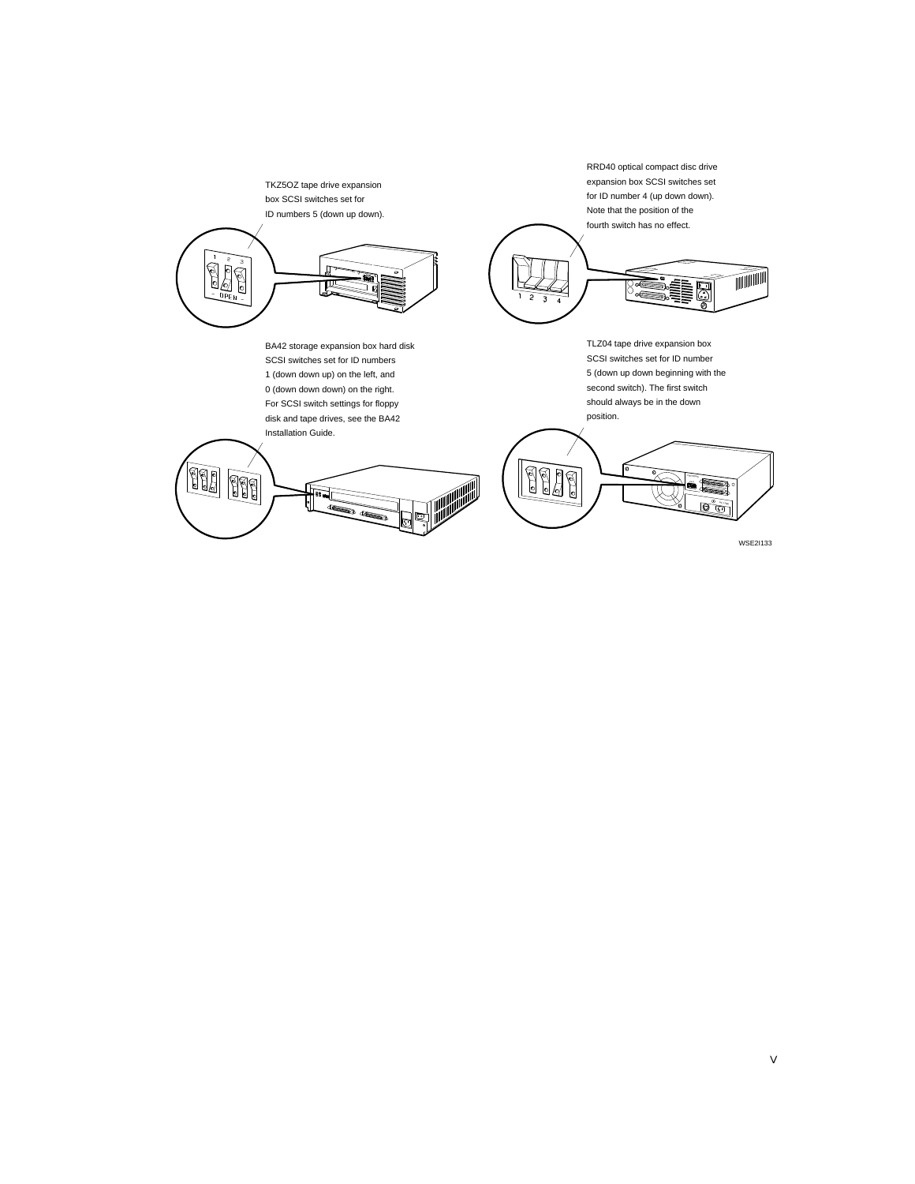TKZ5OZ tape drive expansion box SCSI switches set for ID numbers 5 (down up down).

RRD40 optical compact disc drive expansion box SCSI switches set for ID number 4 (up down down). Note that the position of the fourth switch has no effect.

BA42 storage expansion box hard disk SCSI switches set for ID numbers 1 (down down up) on the left, and 0 (down down down) on the right. For SCSI switch settings for floppy disk and tape drives, see the BA42 Installation Guide.

TLZ04 tape drive expansion box SCSI switches set for ID number 5 (down up down beginning with the second switch). The first switch should always be in the down position.

WSE2I133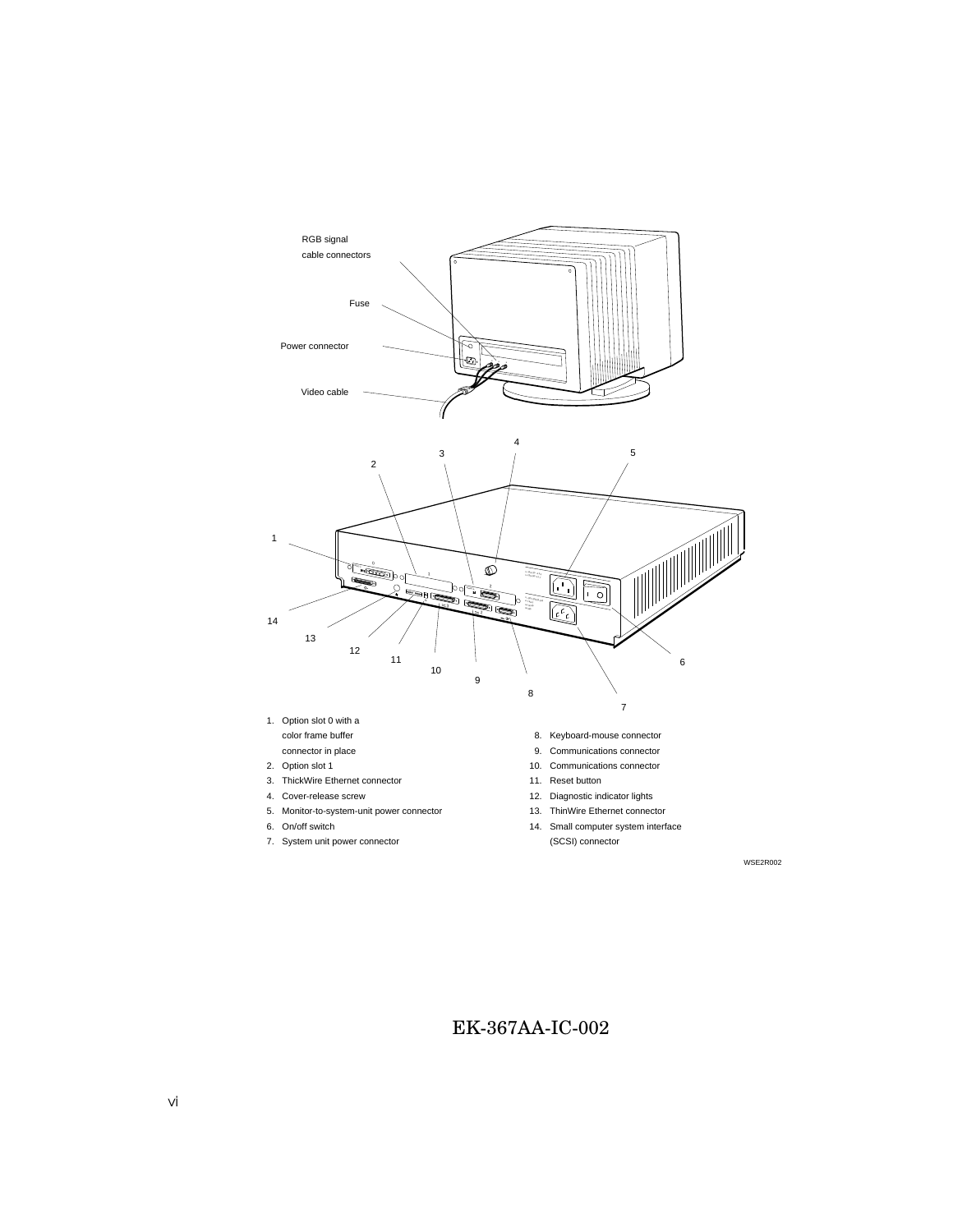RGB signal cable connectors

Fuse

Power connector

Video cable

1
2
3
4
5
6
7
8
9
10
11
12
13
14

1. Option slot 0 with a color frame buffer connector in place
2. Option slot 1
3. ThickWire Ethernet connector
4. Cover-release screw
5. Monitor-to-system-unit power connector
6. On/off switch
7. System unit power connector
8. Keyboard-mouse connector
9. Communications connector
10. Communications connector
11. Reset button
12. Diagnostic indicator lights
13. ThinWire Ethernet connector
14. Small computer system interface (SCSI) connector

WSE2R002

EK-367AA-IC-002